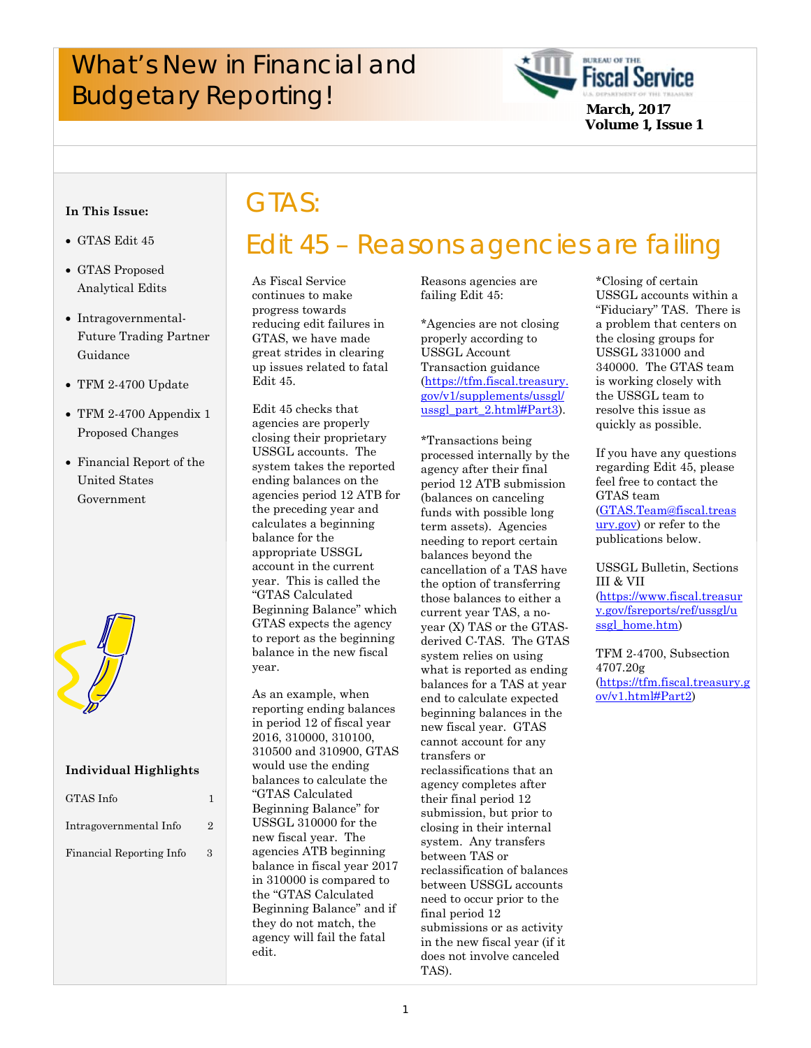# What's New in Financial and Budgetary Reporting!

**March, 2017**
**Volume 1, Issue 1**

**In This Issue:**

- GTAS Edit 45
- GTAS Proposed Analytical Edits
- Intragovernmental-Future Trading Partner Guidance
- TFM 2-4700 Update
- TFM 2-4700 Appendix 1 Proposed Changes
- Financial Report of the United States Government

**Individual Highlights**

| | |
|---|---|
| GTAS Info | 1 |
| Intragovernmental Info | 2 |
| Financial Reporting Info | 3 |

# GTAS:

## Edit 45 – Reasons agencies are failing

As Fiscal Service continues to make progress towards reducing edit failures in GTAS, we have made great strides in clearing up issues related to fatal Edit 45.

Edit 45 checks that agencies are properly closing their proprietary USSGL accounts. The system takes the reported ending balances on the agencies period 12 ATB for the preceding year and calculates a beginning balance for the appropriate USSGL account in the current year. This is called the "GTAS Calculated Beginning Balance" which GTAS expects the agency to report as the beginning balance in the new fiscal year.

As an example, when reporting ending balances in period 12 of fiscal year 2016, 310000, 310100, 310500 and 310900, GTAS would use the ending balances to calculate the "GTAS Calculated Beginning Balance" for USSGL 310000 for the new fiscal year. The agencies ATB beginning balance in fiscal year 2017 in 310000 is compared to the "GTAS Calculated Beginning Balance" and if they do not match, the agency will fail the fatal edit.

Reasons agencies are failing Edit 45:

*Agencies are not closing properly according to USSGL Account Transaction guidance (https://tfm.fiscal.treasury.gov/v1/supplements/ussgl/ussgl_part_2.html#Part3).

*Transactions being processed internally by the agency after their final period 12 ATB submission (balances on canceling funds with possible long term assets). Agencies needing to report certain balances beyond the cancellation of a TAS have the option of transferring those balances to either a current year TAS, a no-year (X) TAS or the GTAS-derived C-TAS. The GTAS system relies on using what is reported as ending balances for a TAS at year end to calculate expected beginning balances in the new fiscal year. GTAS cannot account for any transfers or reclassifications that an agency completes after their final period 12 submission, but prior to closing in their internal system. Any transfers between TAS or reclassification of balances between USSGL accounts need to occur prior to the final period 12 submissions or as activity in the new fiscal year (if it does not involve canceled TAS).

*Closing of certain USSGL accounts within a "Fiduciary" TAS. There is a problem that centers on the closing groups for USSGL 331000 and 340000. The GTAS team is working closely with the USSGL team to resolve this issue as quickly as possible.

If you have any questions regarding Edit 45, please feel free to contact the GTAS team (GTAS.Team@fiscal.treasury.gov) or refer to the publications below.

USSGL Bulletin, Sections III & VII (https://www.fiscal.treasury.gov/fsreports/ref/ussgl/ussgl_home.htm)

TFM 2-4700, Subsection 4707.20g (https://tfm.fiscal.treasury.gov/v1.html#Part2)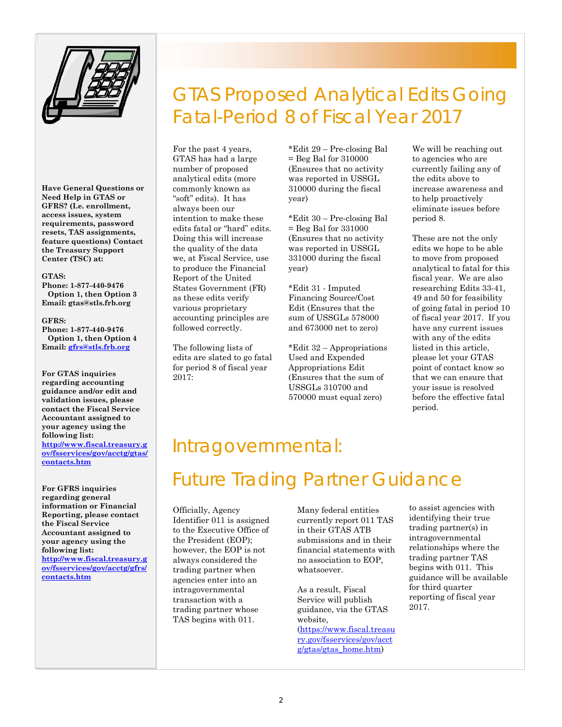# GTAS Proposed Analytical Edits Going Fatal-Period 8 of Fiscal Year 2017

For the past 4 years, GTAS has had a large number of proposed analytical edits (more commonly known as “soft” edits). It has always been our intention to make these edits fatal or “hard” edits. Doing this will increase the quality of the data we, at Fiscal Service, use to produce the Financial Report of the United States Government (FR) as these edits verify various proprietary accounting principles are followed correctly.

The following lists of edits are slated to go fatal for period 8 of fiscal year 2017:

*Edit 29 – Pre-closing Bal = Beg Bal for 310000 (Ensures that no activity was reported in USSGL 310000 during the fiscal year)

*Edit 30 – Pre-closing Bal = Beg Bal for 331000 (Ensures that no activity was reported in USSGL 331000 during the fiscal year)

*Edit 31 - Imputed Financing Source/Cost Edit (Ensures that the sum of USSGLs 578000 and 673000 net to zero)

*Edit 32 – Appropriations Used and Expended Appropriations Edit (Ensures that the sum of USSGLs 310700 and 570000 must equal zero)

We will be reaching out to agencies who are currently failing any of the edits above to increase awareness and to help proactively eliminate issues before period 8.

These are not the only edits we hope to be able to move from proposed analytical to fatal for this fiscal year. We are also researching Edits 33-41, 49 and 50 for feasibility of going fatal in period 10 of fiscal year 2017. If you have any current issues with any of the edits listed in this article, please let your GTAS point of contact know so that we can ensure that your issue is resolved before the effective fatal period.

# Intragovernmental: Future Trading Partner Guidance

Officially, Agency Identifier 011 is assigned to the Executive Office of the President (EOP); however, the EOP is not always considered the trading partner when agencies enter into an intragovernmental transaction with a trading partner whose TAS begins with 011.

Many federal entities currently report 011 TAS in their GTAS ATB submissions and in their financial statements with no association to EOP, whatsoever.

As a result, Fiscal Service will publish guidance, via the GTAS website, (https://www.fiscal.treasury.gov/fsservices/gov/acctg/gtas/gtas_home.htm) to assist agencies with identifying their true trading partner(s) in intragovernmental relationships where the trading partner TAS begins with 011. This guidance will be available for third quarter reporting of fiscal year 2017.

---

**Have General Questions or Need Help in GTAS or GFRS? (I.e. enrollment, access issues, system requirements, password resets, TAS assignments, feature questions) Contact the Treasury Support Center (TSC) at:**

**GTAS:**
**Phone: 1-877-440-9476**
**Option 1, then Option 3**
**Email: gtas@stls.frb.org**

**GFRS:**
**Phone: 1-877-440-9476**
**Option 1, then Option 4**
**Email: gfrs@stls.frb.org**

**For GTAS inquiries regarding accounting guidance and/or edit and validation issues, please contact the Fiscal Service Accountant assigned to your agency using the following list: http://www.fiscal.treasury.gov/fsservices/gov/acctg/gtas/contacts.htm**

**For GFRS inquiries regarding general information or Financial Reporting, please contact the Fiscal Service Accountant assigned to your agency using the following list: http://www.fiscal.treasury.gov/fsservices/gov/acctg/gfrs/contacts.htm**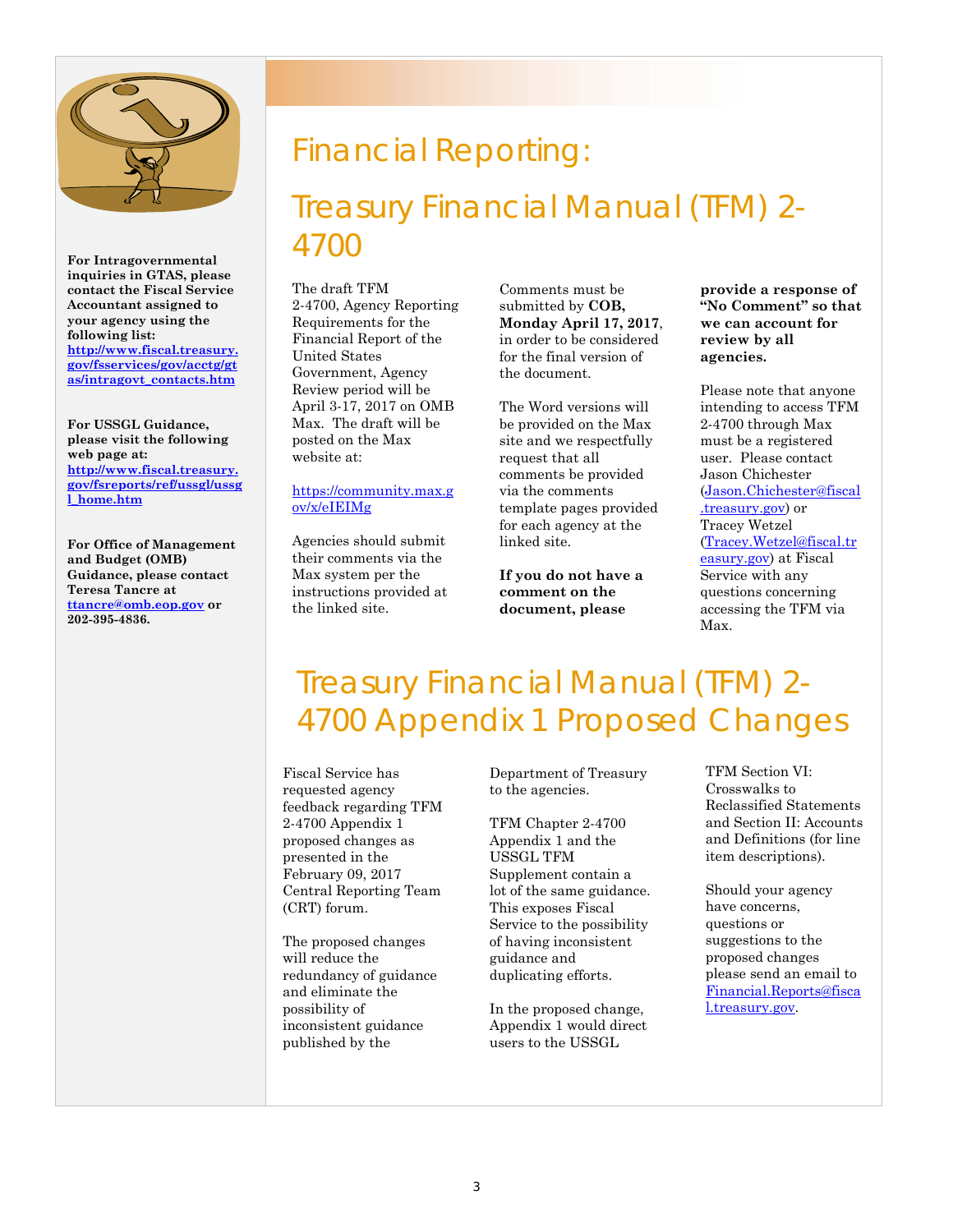**For Intragovernmental inquiries in GTAS, please contact the Fiscal Service Accountant assigned to your agency using the following list: http://www.fiscal.treasury.gov/fsservices/gov/acctg/gtas/intragovt_contacts.htm**

**For USSGL Guidance, please visit the following web page at: http://www.fiscal.treasury.gov/fsreports/ref/ussgl/ussgl_home.htm**

**For Office of Management and Budget (OMB) Guidance, please contact Teresa Tancre at ttancre@omb.eop.gov or 202-395-4836.**

# Financial Reporting:

## Treasury Financial Manual (TFM) 2-4700

The draft TFM 2-4700, Agency Reporting Requirements for the Financial Report of the United States Government, Agency Review period will be April 3-17, 2017 on OMB Max. The draft will be posted on the Max website at:

https://community.max.gov/x/eIEIMg

Agencies should submit their comments via the Max system per the instructions provided at the linked site.

Comments must be submitted by **COB, Monday April 17, 2017**, in order to be considered for the final version of the document.

The Word versions will be provided on the Max site and we respectfully request that all comments be provided via the comments template pages provided for each agency at the linked site.

**If you do not have a comment on the document, please provide a response of "No Comment" so that we can account for review by all agencies.**

Please note that anyone intending to access TFM 2-4700 through Max must be a registered user. Please contact Jason Chichester (Jason.Chichester@fiscal.treasury.gov) or Tracey Wetzel (Tracey.Wetzel@fiscal.treasury.gov) at Fiscal Service with any questions concerning accessing the TFM via Max.

## Treasury Financial Manual (TFM) 2-4700 Appendix 1 Proposed Changes

Fiscal Service has requested agency feedback regarding TFM 2-4700 Appendix 1 proposed changes as presented in the February 09, 2017 Central Reporting Team (CRT) forum.

The proposed changes will reduce the redundancy of guidance and eliminate the possibility of inconsistent guidance published by the Department of Treasury to the agencies.

TFM Chapter 2-4700 Appendix 1 and the USSGL TFM Supplement contain a lot of the same guidance. This exposes Fiscal Service to the possibility of having inconsistent guidance and duplicating efforts.

In the proposed change, Appendix 1 would direct users to the USSGL TFM Section VI: Crosswalks to Reclassified Statements and Section II: Accounts and Definitions (for line item descriptions).

Should your agency have concerns, questions or suggestions to the proposed changes please send an email to Financial.Reports@fiscal.treasury.gov.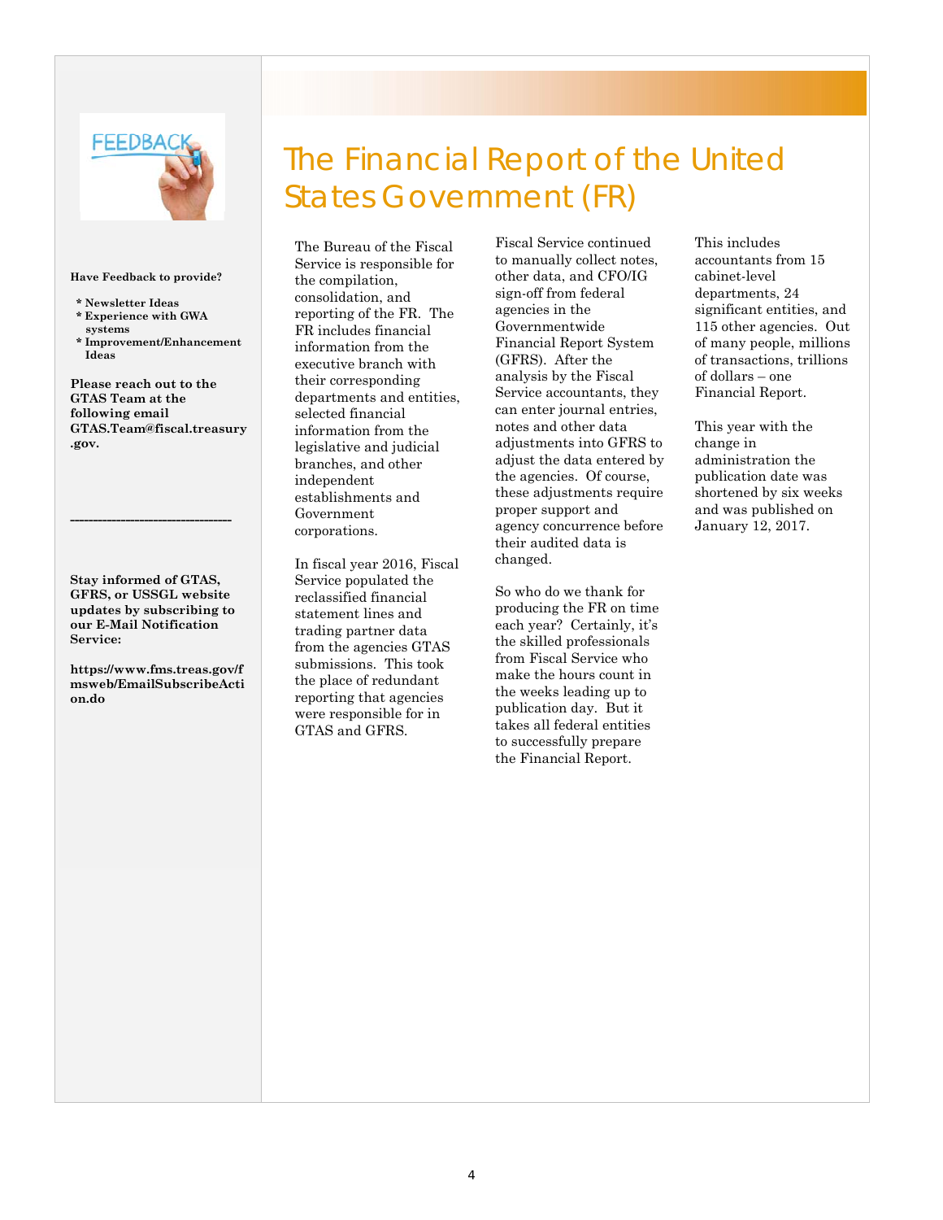# The Financial Report of the United States Government (FR)

The Bureau of the Fiscal Service is responsible for the compilation, consolidation, and reporting of the FR. The FR includes financial information from the executive branch with their corresponding departments and entities, selected financial information from the legislative and judicial branches, and other independent establishments and Government corporations.

In fiscal year 2016, Fiscal Service populated the reclassified financial statement lines and trading partner data from the agencies GTAS submissions. This took the place of redundant reporting that agencies were responsible for in GTAS and GFRS.

Fiscal Service continued to manually collect notes, other data, and CFO/IG sign-off from federal agencies in the Governmentwide Financial Report System (GFRS). After the analysis by the Fiscal Service accountants, they can enter journal entries, notes and other data adjustments into GFRS to adjust the data entered by the agencies. Of course, these adjustments require proper support and agency concurrence before their audited data is changed.

So who do we thank for producing the FR on time each year? Certainly, it's the skilled professionals from Fiscal Service who make the hours count in the weeks leading up to publication day. But it takes all federal entities to successfully prepare the Financial Report.

This includes accountants from 15 cabinet-level departments, 24 significant entities, and 115 other agencies. Out of many people, millions of transactions, trillions of dollars – one Financial Report.

This year with the change in administration the publication date was shortened by six weeks and was published on January 12, 2017.

---

FEEDBACK

**Have Feedback to provide?**

- **Newsletter Ideas**
- **Experience with GWA systems**
- **Improvement/Enhancement Ideas**

**Please reach out to the GTAS Team at the following email GTAS.Team@fiscal.treasury.gov.**

---

**Stay informed of GTAS, GFRS, or USSGL website updates by subscribing to our E-Mail Notification Service:**

**https://www.fms.treas.gov/fmsweb/EmailSubscribeAction.do**